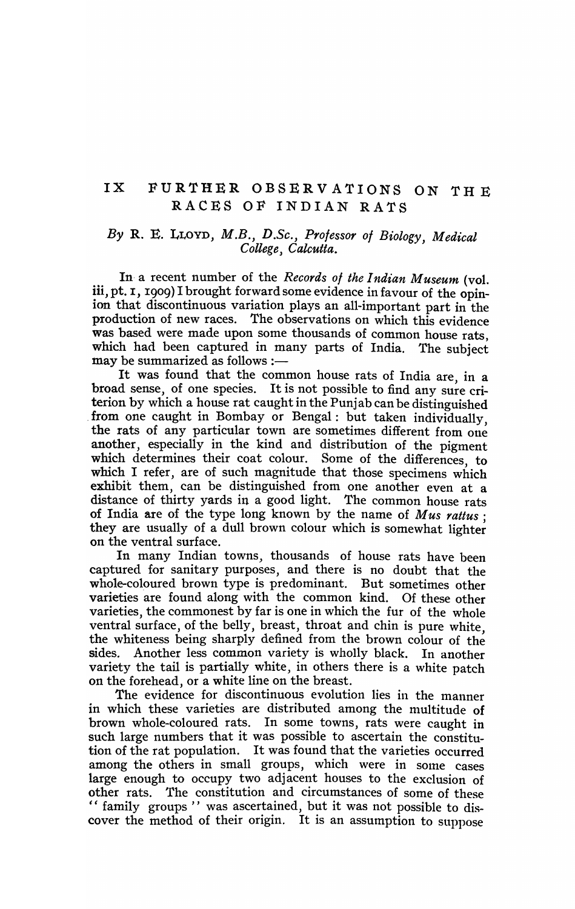# IX FURTHER OBSERVATIONS ON THE RACES OF INDIAN RATS

*By* R. E. LLOYD, *M.B., D.Sc., Professor of Biology, Medical College, Calcutta.*

In a recent number of the *Records of the Indian Museum* (vol. iii, pt. 1, 1909) I brought forward some evidence in favour of the opinion that discontinuous variation plays an all-important part in the production of new races. The observations on which this evidence was based were made upon some thousands of common house rats, which had been captured in many parts of India. The subject may be summarized as follows :—

It was found that the common house rats of India are, in a broad sense, of one species. It is not possible to find any sure criterion by which a house rat caught in the Punjab can be distinguished from one caught in Bombay or Bengal : but taken individually, the rats of any particular town are sometimes different from one another, especially in the kind and distribution of the pigment which determines their coat colour. Some of the differences, to which I refer, are of such magnitude that those specimens which exhibit them, can be distinguished from one another even at a distance of thirty yards in a good light. The common house rats of India are of the type long known by the name of *Mus rattus* ; they are usually of a dull brown colour which is somewhat lighter on the ventral surface.

In many Indian towns, thousands of house rats have been captured for sanitary purposes, and there is no doubt that the whole-coloured brown type is predominant. But sometimes other varieties are found along with the common kind. Of these other varieties, the commonest by far is one in which the fur of the whole ventral surface, of the belly, breast, throat and chin is pure white, the whiteness being sharply defined from the brown colour of the sides. Another less common variety is wholly black. In another variety the tail is partially white, in others there is a white patch on the forehead, or a white line on the breast.

The evidence for discontinuous evolution lies in the manner in which these varieties are distributed among the multitude of brown whole-coloured rats. In some towns, rats were caught in such large numbers that it was possible to ascertain the constitution of the rat population. It was found that the varieties occurred among the others in small groups, which were in some cases large enough to occupy two adjacent houses to the exclusion of other rats. The constitution and circumstances of some of these "family groups" was ascertained, but it was not possible to discover the method of their origin. It is an assumption to suppose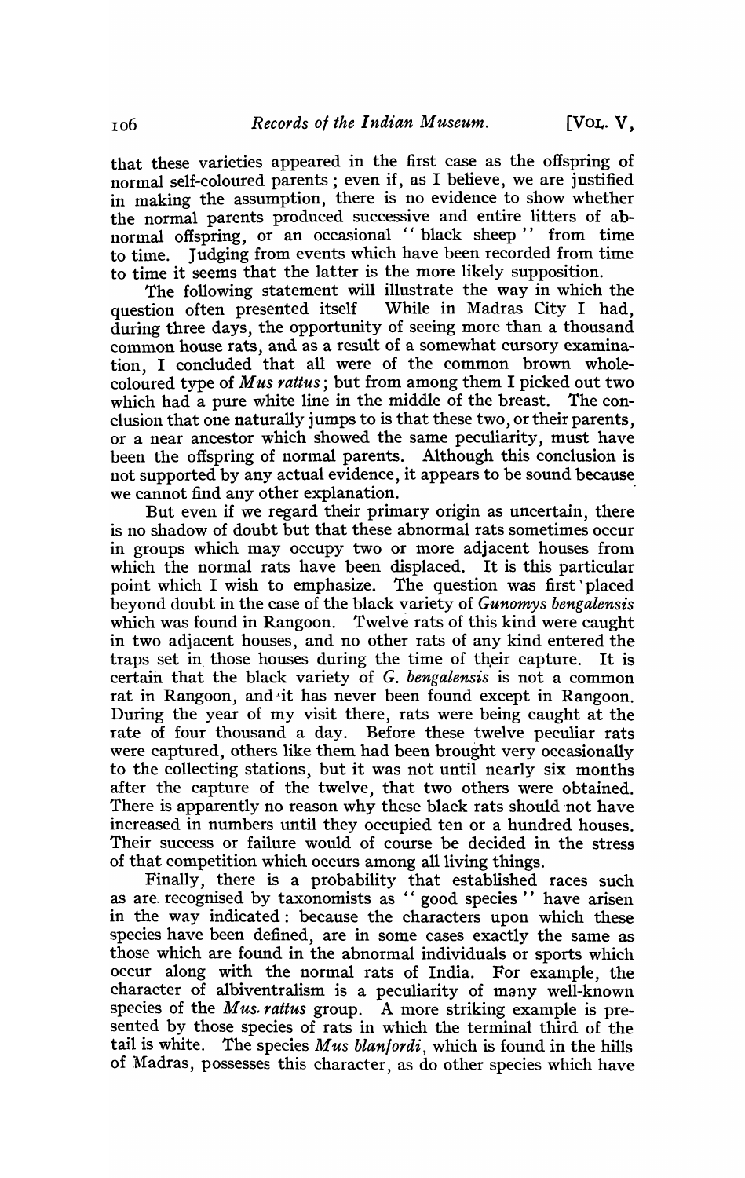that these varieties appeared in the first case as the offspring of normal self-coloured parents; even if, as I believe, we are justified in making the assumption, there is no evidence to show whether the normal parents produced successive and entire litters of abnormal offspring, or an occasional "black sheep" from time to time. Judging from events which have been recorded from time to time it seems that the latter is the more likely supposition.

The following statement will illustrate the way in which the question often presented itself While in Madras City I had, during three days, the opportunity of seeing more than a thousand common house rats, and as a result of a somewhat cursory examination, I concluded that all were of the common brown whole-coloured type of *Mus rattus*; but from among them I picked out two which had a pure white line in the middle of the breast. The conclusion that one naturally jumps to is that these two, or their parents, or a near ancestor which showed the same peculiarity, must have been the offspring of normal parents. Although this conclusion is not supported by any actual evidence, it appears to be sound because we cannot find any other explanation.

But even if we regard their primary origin as uncertain, there is no shadow of doubt but that these abnormal rats sometimes occur in groups which may occupy two or more adjacent houses from which the normal rats have been displaced. It is this particular point which I wish to emphasize. The question was first placed beyond doubt in the case of the black variety of *Gunomys bengalensis* which was found in Rangoon. Twelve rats of this kind were caught in two adjacent houses, and no other rats of any kind entered the traps set in those houses during the time of their capture. It is certain that the black variety of *G. bengalensis* is not a common rat in Rangoon, and it has never been found except in Rangoon. During the year of my visit there, rats were being caught at the rate of four thousand a day. Before these twelve peculiar rats were captured, others like them had been brought very occasionally to the collecting stations, but it was not until nearly six months after the capture of the twelve, that two others were obtained. There is apparently no reason why these black rats should not have increased in numbers until they occupied ten or a hundred houses. Their success or failure would of course be decided in the stress of that competition which occurs among all living things.

Finally, there is a probability that established races such as are recognised by taxonomists as "good species" have arisen in the way indicated: because the characters upon which these species have been defined, are in some cases exactly the same as those which are found in the abnormal individuals or sports which occur along with the normal rats of India. For example, the character of albiventralism is a peculiarity of many well-known species of the *Mus rattus* group. A more striking example is presented by those species of rats in which the terminal third of the tail is white. The species *Mus blanfordi*, which is found in the hills of Madras, possesses this character, as do other species which have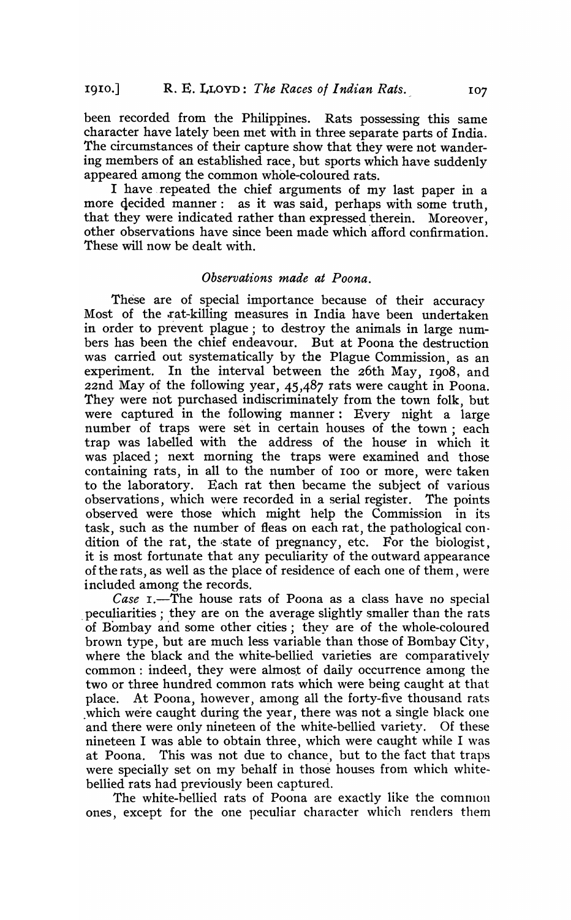been recorded from the Philippines. Rats possessing this same character have lately been met with in three separate parts of India. The circumstances of their capture show that they were not wandering members of an established race, but sports which have suddenly appeared among the common whole-coloured rats.

I have repeated the chief arguments of my last paper in a more decided manner: as it was said, perhaps with some truth, that they were indicated rather than expressed therein. Moreover, other observations have since been made which afford confirmation. These will now be dealt with.

### *Observations made at Poona.*

These are of special importance because of their accuracy Most of the rat-killing measures in India have been undertaken in order to prevent plague; to destroy the animals in large numbers has been the chief endeavour. But at Poona the destruction was carried out systematically by the Plague Commission, as an experiment. In the interval between the 26th May, 1908, and 22nd May of the following year, 45,487 rats were caught in Poona. They were not purchased indiscriminately from the town folk, but were captured in the following manner: Every night a large number of traps were set in certain houses of the town; each trap was labelled with the address of the house in which it was placed; next morning the traps were examined and those containing rats, in all to the number of 100 or more, were taken to the laboratory. Each rat then became the subject of various observations, which were recorded in a serial register. The points observed were those which might help the Commission in its task, such as the number of fleas on each rat, the pathological condition of the rat, the state of pregnancy, etc. For the biologist, it is most fortunate that any peculiarity of the outward appearance of the rats, as well as the place of residence of each one of them, were included among the records.

*Case* 1.—The house rats of Poona as a class have no special peculiarities; they are on the average slightly smaller than the rats of Bombay and some other cities; they are of the whole-coloured brown type, but are much less variable than those of Bombay City, where the black and the white-bellied varieties are comparatively common: indeed, they were almost of daily occurrence among the two or three hundred common rats which were being caught at that place. At Poona, however, among all the forty-five thousand rats which were caught during the year, there was not a single black one and there were only nineteen of the white-bellied variety. Of these nineteen I was able to obtain three, which were caught while I was at Poona. This was not due to chance, but to the fact that traps were specially set on my behalf in those houses from which white-bellied rats had previously been captured.

The white-bellied rats of Poona are exactly like the common ones, except for the one peculiar character which renders them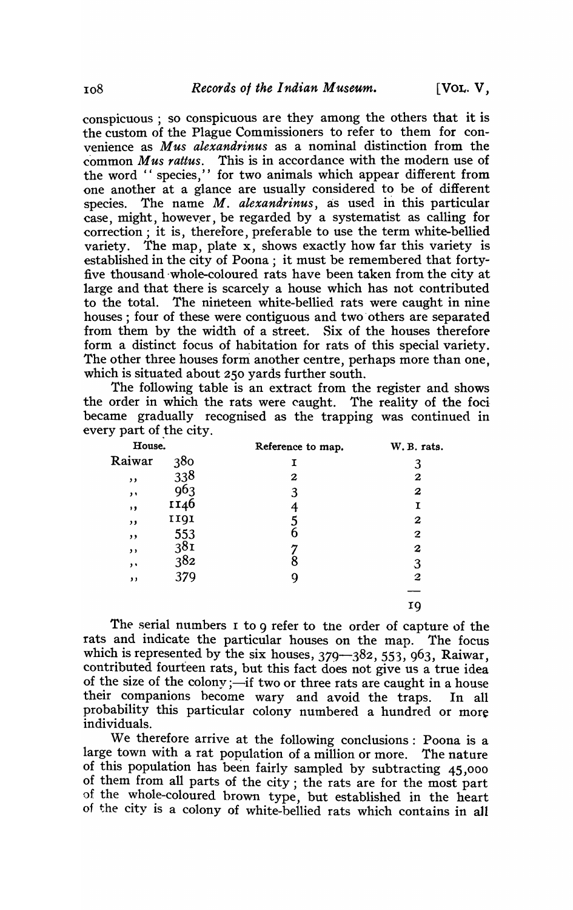conspicuous ; so conspicuous are they among the others that it is the custom of the Plague Commissioners to refer to them for convenience as *Mus alexandrinus* as a nominal distinction from the common *Mus rattus*. This is in accordance with the modern use of the word "species," for two animals which appear different from one another at a glance are usually considered to be of different species. The name *M. alexandrinus*, as used in this particular case, might, however, be regarded by a systematist as calling for correction ; it is, therefore, preferable to use the term white-bellied variety. The map, plate x, shows exactly how far this variety is established in the city of Poona ; it must be remembered that forty-five thousand whole-coloured rats have been taken from the city at large and that there is scarcely a house which has not contributed to the total. The nineteen white-bellied rats were caught in nine houses ; four of these were contiguous and two others are separated from them by the width of a street. Six of the houses therefore form a distinct focus of habitation for rats of this special variety. The other three houses form another centre, perhaps more than one, which is situated about 250 yards further south.

The following table is an extract from the register and shows the order in which the rats were caught. The reality of the foci became gradually recognised as the trapping was continued in every part of the city.

| House. | | Reference to map. | W. B. rats. |
|---|---|---|---|
| Raiwar | 380 | 1 | 3 |
| ,, | 338 | 2 | 2 |
| ,, | 963 | 3 | 2 |
| ,, | 1146 | 4 | 1 |
| ,, | 1191 | 5 | 2 |
| ,, | 553 | 6 | 2 |
| ,, | 381 | 7 | 2 |
| ,, | 382 | 8 | 3 |
| ,, | 379 | 9 | 2 |
| | | | 19 |

The serial numbers 1 to 9 refer to the order of capture of the rats and indicate the particular houses on the map. The focus which is represented by the six houses, 379—382, 553, 963, Raiwar, contributed fourteen rats, but this fact does not give us a true idea of the size of the colony ;—if two or three rats are caught in a house their companions become wary and avoid the traps. In all probability this particular colony numbered a hundred or more individuals.

We therefore arrive at the following conclusions : Poona is a large town with a rat population of a million or more. The nature of this population has been fairly sampled by subtracting 45,000 of them from all parts of the city ; the rats are for the most part of the whole-coloured brown type, but established in the heart of the city is a colony of white-bellied rats which contains in all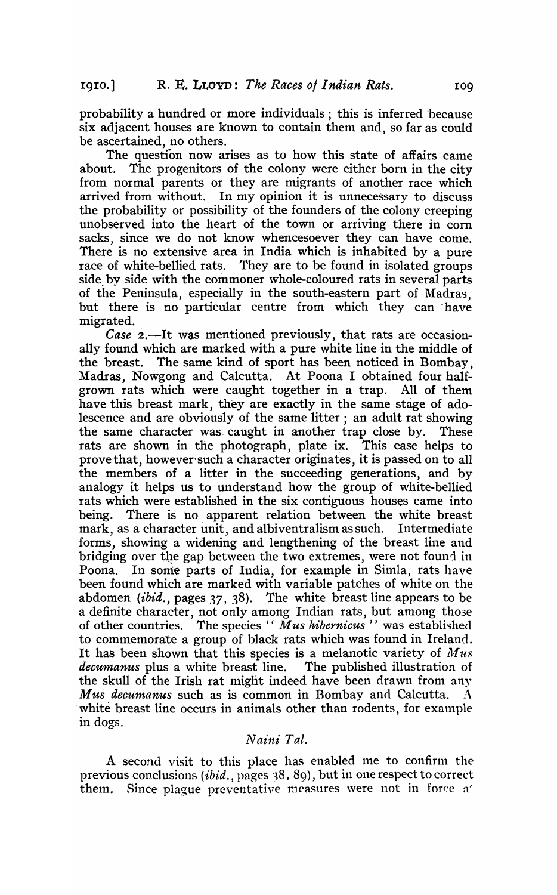probability a hundred or more individuals ; this is inferred because six adjacent houses are known to contain them and, so far as could be ascertained, no others.

The question now arises as to how this state of affairs came about. The progenitors of the colony were either born in the city from normal parents or they are migrants of another race which arrived from without. In my opinion it is unnecessary to discuss the probability or possibility of the founders of the colony creeping unobserved into the heart of the town or arriving there in corn sacks, since we do not know whencesoever they can have come. There is no extensive area in India which is inhabited by a pure race of white-bellied rats. They are to be found in isolated groups side by side with the commoner whole-coloured rats in several parts of the Peninsula, especially in the south-eastern part of Madras, but there is no particular centre from which they can have migrated.

*Case* 2.—It was mentioned previously, that rats are occasionally found which are marked with a pure white line in the middle of the breast. The same kind of sport has been noticed in Bombay, Madras, Nowgong and Calcutta. At Poona I obtained four half-grown rats which were caught together in a trap. All of them have this breast mark, they are exactly in the same stage of adolescence and are obviously of the same litter ; an adult rat showing the same character was caught in another trap close by. These rats are shown in the photograph, plate ix. This case helps to prove that, however such a character originates, it is passed on to all the members of a litter in the succeeding generations, and by analogy it helps us to understand how the group of white-bellied rats which were established in the six contiguous houses came into being. There is no apparent relation between the white breast mark, as a character unit, and albiventralism as such. Intermediate forms, showing a widening and lengthening of the breast line and bridging over the gap between the two extremes, were not found in Poona. In some parts of India, for example in Simla, rats have been found which are marked with variable patches of white on the abdomen (*ibid.*, pages 37, 38). The white breast line appears to be a definite character, not only among Indian rats, but among those of other countries. The species "*Mus hibernicus*" was established to commemorate a group of black rats which was found in Ireland. It has been shown that this species is a melanotic variety of *Mus decumanus* plus a white breast line. The published illustration of the skull of the Irish rat might indeed have been drawn from any *Mus decumanus* such as is common in Bombay and Calcutta. A white breast line occurs in animals other than rodents, for example in dogs.

## *Naini Tal.*

A second visit to this place has enabled me to confirm the previous conclusions (*ibid.*, pages 38, 89), but in one respect to correct them. Since plague preventative measures were not in force a'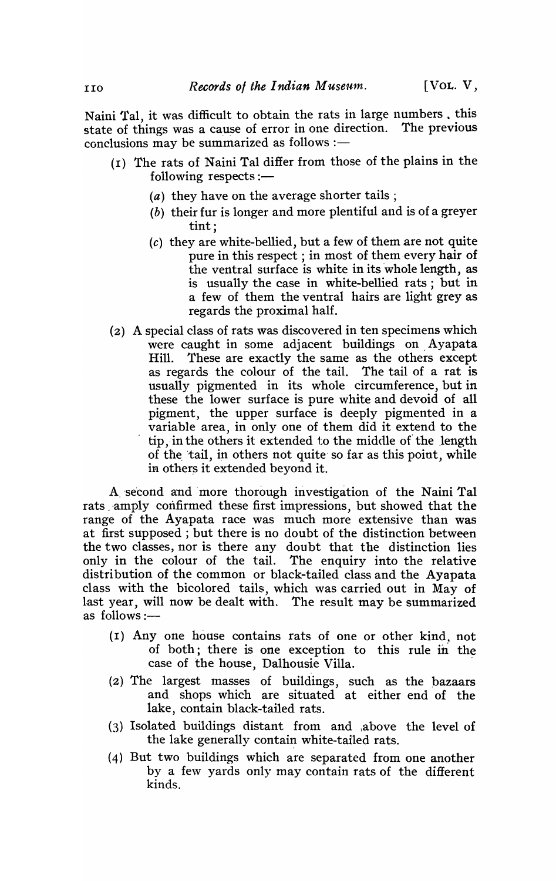Naini Tal, it was difficult to obtain the rats in large numbers , this state of things was a cause of error in one direction. The previous conclusions may be summarized as follows :—

(1) The rats of Naini Tal differ from those of the plains in the following respects :—

  (*a*) they have on the average shorter tails ;

  (*b*) their fur is longer and more plentiful and is of a greyer tint;

  (*c*) they are white-bellied, but a few of them are not quite pure in this respect ; in most of them every hair of the ventral surface is white in its whole length, as is usually the case in white-bellied rats ; but in a few of them the ventral hairs are light grey as regards the proximal half.

(2) A special class of rats was discovered in ten specimens which were caught in some adjacent buildings on Ayapata Hill. These are exactly the same as the others except as regards the colour of the tail. The tail of a rat is usually pigmented in its whole circumference, but in these the lower surface is pure white and devoid of all pigment, the upper surface is deeply pigmented in a variable area, in only one of them did it extend to the tip, in the others it extended to the middle of the length of the tail, in others not quite so far as this point, while in others it extended beyond it.

A second and more thorough investigation of the Naini Tal rats amply confirmed these first impressions, but showed that the range of the Ayapata race was much more extensive than was at first supposed ; but there is no doubt of the distinction between the two classes, nor is there any doubt that the distinction lies only in the colour of the tail. The enquiry into the relative distribution of the common or black-tailed class and the Ayapata class with the bicolored tails, which was carried out in May of last year, will now be dealt with. The result may be summarized as follows :—

(1) Any one house contains rats of one or other kind, not of both; there is one exception to this rule in the case of the house, Dalhousie Villa.

(2) The largest masses of buildings, such as the bazaars and shops which are situated at either end of the lake, contain black-tailed rats.

(3) Isolated buildings distant from and above the level of the lake generally contain white-tailed rats.

(4) But two buildings which are separated from one another by a few yards only may contain rats of the different kinds.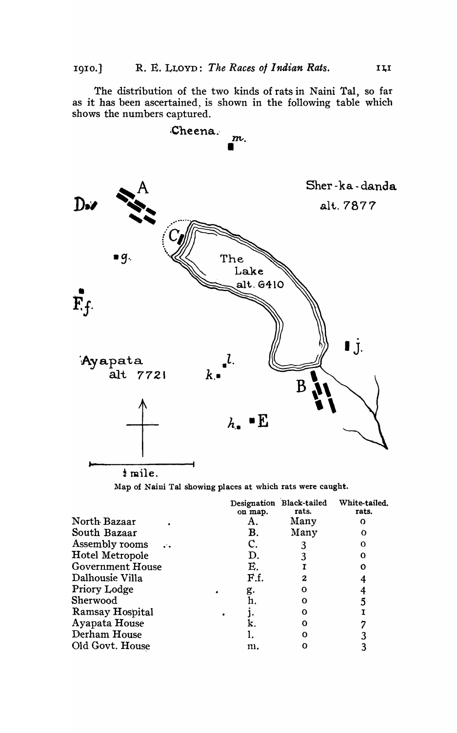The distribution of the two kinds of rats in Naini Tal, so far as it has been ascertained, is shown in the following table which shows the numbers captured.

Map of Naini Tal showing places at which rats were caught.

| | Designation on map. | Black-tailed rats. | White-tailed. rats. |
|---|---|---|---|
| North Bazaar | A. | Many | 0 |
| South Bazaar | B. | Many | 0 |
| Assembly rooms | C. | 3 | 0 |
| Hotel Metropole | D. | 3 | 0 |
| Government House | E. | 1 | 0 |
| Dalhousie Villa | F.f. | 2 | 4 |
| Priory Lodge | g. | 0 | 4 |
| Sherwood | h. | 0 | 5 |
| Ramsay Hospital | j. | 0 | 1 |
| Ayapata House | k. | 0 | 7 |
| Derham House | l. | 0 | 3 |
| Old Govt. House | m. | 0 | 3 |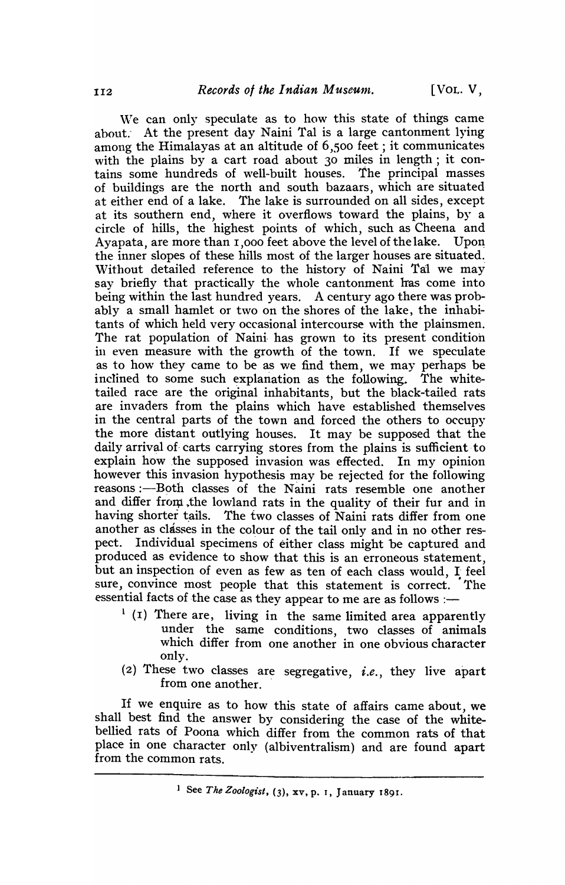We can only speculate as to how this state of things came about. At the present day Naini Tal is a large cantonment lying among the Himalayas at an altitude of 6,500 feet; it communicates with the plains by a cart road about 30 miles in length; it contains some hundreds of well-built houses. The principal masses of buildings are the north and south bazaars, which are situated at either end of a lake. The lake is surrounded on all sides, except at its southern end, where it overflows toward the plains, by a circle of hills, the highest points of which, such as Cheena and Ayapata, are more than 1,000 feet above the level of the lake. Upon the inner slopes of these hills most of the larger houses are situated. Without detailed reference to the history of Naini Tal we may say briefly that practically the whole cantonment has come into being within the last hundred years. A century ago there was probably a small hamlet or two on the shores of the lake, the inhabitants of which held very occasional intercourse with the plainsmen. The rat population of Naini has grown to its present condition in even measure with the growth of the town. If we speculate as to how they came to be as we find them, we may perhaps be inclined to some such explanation as the following. The white-tailed race are the original inhabitants, but the black-tailed rats are invaders from the plains which have established themselves in the central parts of the town and forced the others to occupy the more distant outlying houses. It may be supposed that the daily arrival of carts carrying stores from the plains is sufficient to explain how the supposed invasion was effected. In my opinion however this invasion hypothesis may be rejected for the following reasons:—Both classes of the Naini rats resemble one another and differ from the lowland rats in the quality of their fur and in having shorter tails. The two classes of Naini rats differ from one another as classes in the colour of the tail only and in no other respect. Individual specimens of either class might be captured and produced as evidence to show that this is an erroneous statement, but an inspection of even as few as ten of each class would, I feel sure, convince most people that this statement is correct. The essential facts of the case as they appear to me are as follows:—

[1] (1) There are, living in the same limited area apparently under the same conditions, two classes of animals which differ from one another in one obvious character only.

(2) These two classes are segregative, *i.e.*, they live apart from one another.

If we enquire as to how this state of affairs came about, we shall best find the answer by considering the case of the white-bellied rats of Poona which differ from the common rats of that place in one character only (albiventralism) and are found apart from the common rats.

---

[1] See *The Zoologist*, (3), xv, p. 1, January 1891.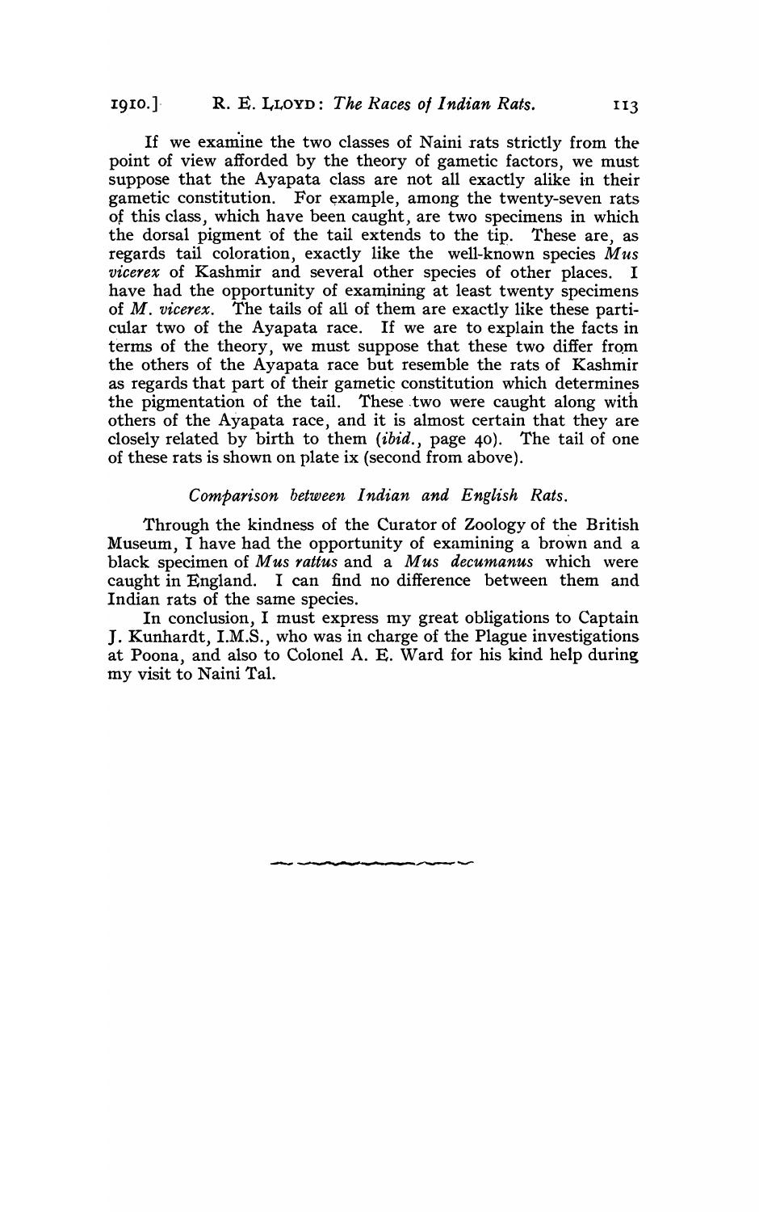If we examine the two classes of Naini rats strictly from the point of view afforded by the theory of gametic factors, we must suppose that the Ayapata class are not all exactly alike in their gametic constitution. For example, among the twenty-seven rats of this class, which have been caught, are two specimens in which the dorsal pigment of the tail extends to the tip. These are, as regards tail coloration, exactly like the well-known species *Mus vicerex* of Kashmir and several other species of other places. I have had the opportunity of examining at least twenty specimens of *M. vicerex*. The tails of all of them are exactly like these particular two of the Ayapata race. If we are to explain the facts in terms of the theory, we must suppose that these two differ from the others of the Ayapata race but resemble the rats of Kashmir as regards that part of their gametic constitution which determines the pigmentation of the tail. These two were caught along with others of the Ayapata race, and it is almost certain that they are closely related by birth to them (*ibid.*, page 40). The tail of one of these rats is shown on plate ix (second from above).

### *Comparison between Indian and English Rats.*

Through the kindness of the Curator of Zoology of the British Museum, I have had the opportunity of examining a brown and a black specimen of *Mus rattus* and a *Mus decumanus* which were caught in England. I can find no difference between them and Indian rats of the same species.

In conclusion, I must express my great obligations to Captain J. Kunhardt, I.M.S., who was in charge of the Plague investigations at Poona, and also to Colonel A. E. Ward for his kind help during my visit to Naini Tal.